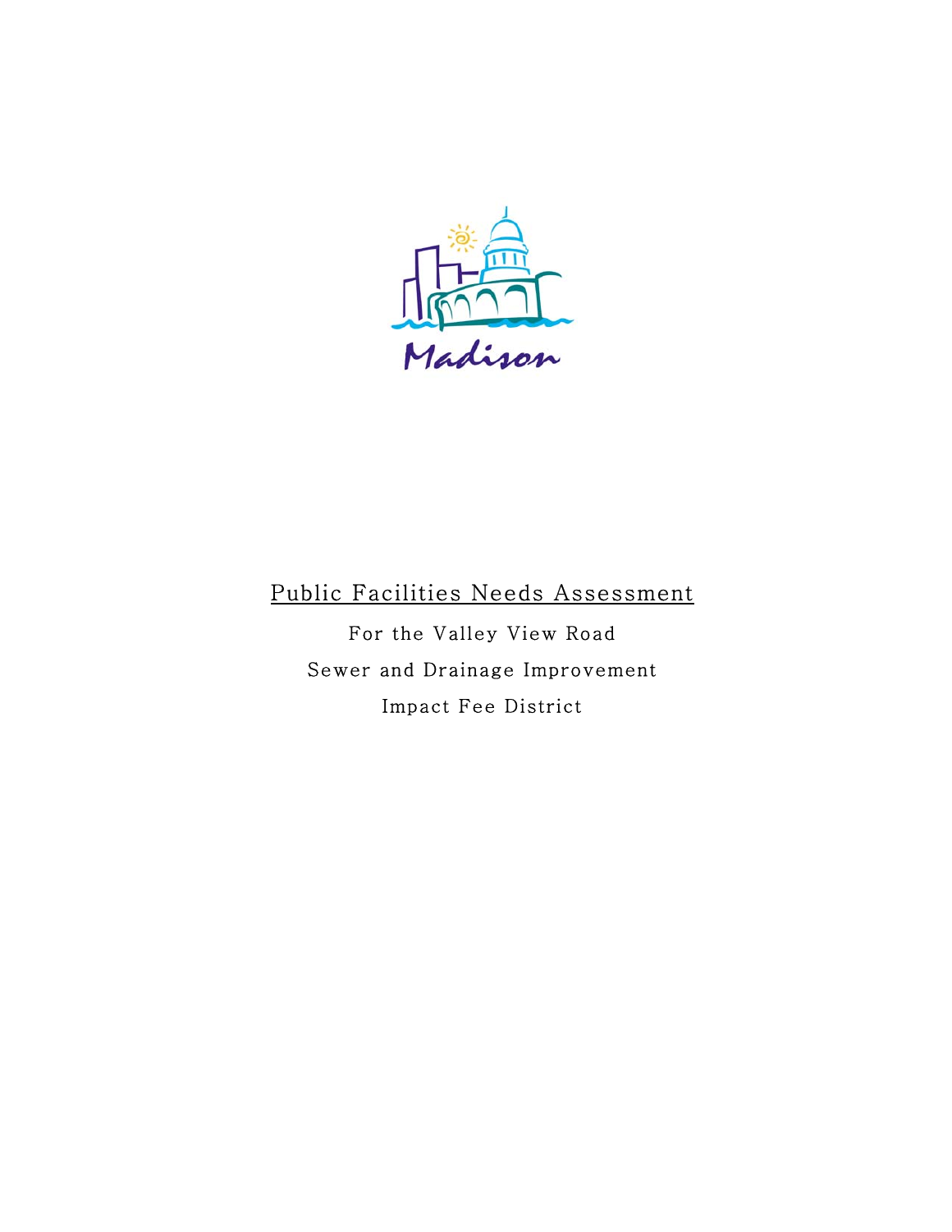Madison

# Public Facilities Needs Assessment

For the Valley View Road

Sewer and Drainage Improvement

Impact Fee District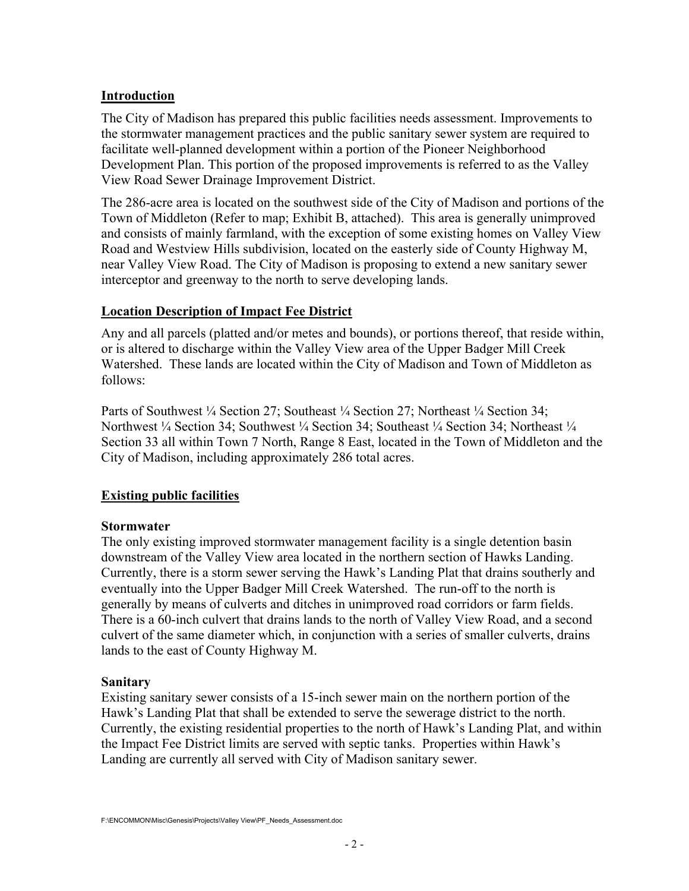## Introduction

The City of Madison has prepared this public facilities needs assessment. Improvements to the stormwater management practices and the public sanitary sewer system are required to facilitate well-planned development within a portion of the Pioneer Neighborhood Development Plan. This portion of the proposed improvements is referred to as the Valley View Road Sewer Drainage Improvement District.

The 286-acre area is located on the southwest side of the City of Madison and portions of the Town of Middleton (Refer to map; Exhibit B, attached). This area is generally unimproved and consists of mainly farmland, with the exception of some existing homes on Valley View Road and Westview Hills subdivision, located on the easterly side of County Highway M, near Valley View Road. The City of Madison is proposing to extend a new sanitary sewer interceptor and greenway to the north to serve developing lands.

## Location Description of Impact Fee District

Any and all parcels (platted and/or metes and bounds), or portions thereof, that reside within, or is altered to discharge within the Valley View area of the Upper Badger Mill Creek Watershed. These lands are located within the City of Madison and Town of Middleton as follows:

Parts of Southwest ¼ Section 27; Southeast ¼ Section 27; Northeast ¼ Section 34; Northwest ¼ Section 34; Southwest ¼ Section 34; Southeast ¼ Section 34; Northeast ¼ Section 33 all within Town 7 North, Range 8 East, located in the Town of Middleton and the City of Madison, including approximately 286 total acres.

## Existing public facilities

### Stormwater

The only existing improved stormwater management facility is a single detention basin downstream of the Valley View area located in the northern section of Hawks Landing. Currently, there is a storm sewer serving the Hawk's Landing Plat that drains southerly and eventually into the Upper Badger Mill Creek Watershed. The run-off to the north is generally by means of culverts and ditches in unimproved road corridors or farm fields. There is a 60-inch culvert that drains lands to the north of Valley View Road, and a second culvert of the same diameter which, in conjunction with a series of smaller culverts, drains lands to the east of County Highway M.

### Sanitary

Existing sanitary sewer consists of a 15-inch sewer main on the northern portion of the Hawk's Landing Plat that shall be extended to serve the sewerage district to the north. Currently, the existing residential properties to the north of Hawk's Landing Plat, and within the Impact Fee District limits are served with septic tanks. Properties within Hawk's Landing are currently all served with City of Madison sanitary sewer.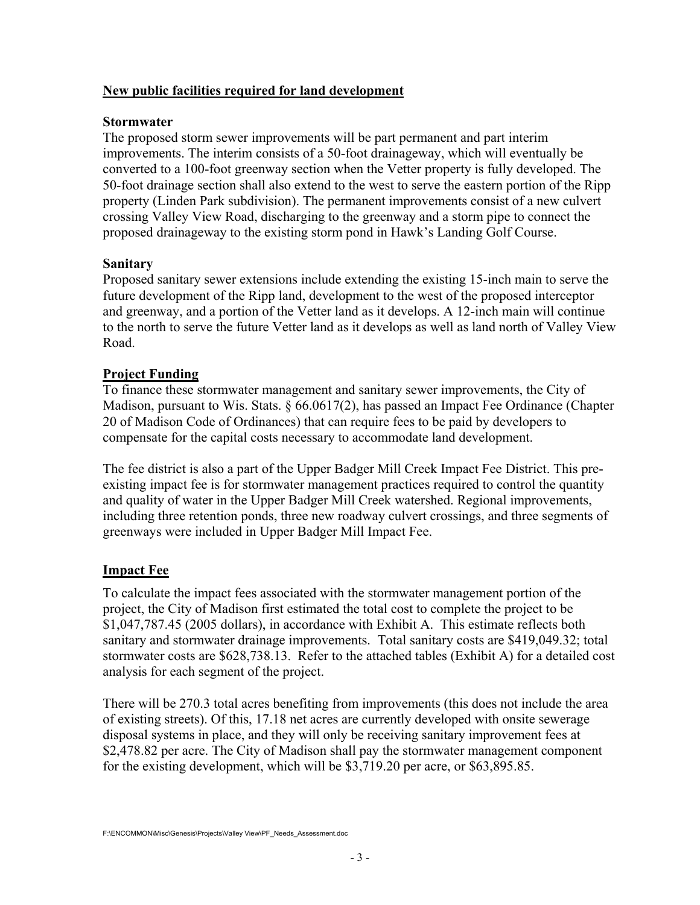## New public facilities required for land development

### Stormwater

The proposed storm sewer improvements will be part permanent and part interim improvements. The interim consists of a 50-foot drainageway, which will eventually be converted to a 100-foot greenway section when the Vetter property is fully developed. The 50-foot drainage section shall also extend to the west to serve the eastern portion of the Ripp property (Linden Park subdivision). The permanent improvements consist of a new culvert crossing Valley View Road, discharging to the greenway and a storm pipe to connect the proposed drainageway to the existing storm pond in Hawk's Landing Golf Course.

### Sanitary

Proposed sanitary sewer extensions include extending the existing 15-inch main to serve the future development of the Ripp land, development to the west of the proposed interceptor and greenway, and a portion of the Vetter land as it develops. A 12-inch main will continue to the north to serve the future Vetter land as it develops as well as land north of Valley View Road.

## Project Funding

To finance these stormwater management and sanitary sewer improvements, the City of Madison, pursuant to Wis. Stats. § 66.0617(2), has passed an Impact Fee Ordinance (Chapter 20 of Madison Code of Ordinances) that can require fees to be paid by developers to compensate for the capital costs necessary to accommodate land development.

The fee district is also a part of the Upper Badger Mill Creek Impact Fee District. This pre-existing impact fee is for stormwater management practices required to control the quantity and quality of water in the Upper Badger Mill Creek watershed. Regional improvements, including three retention ponds, three new roadway culvert crossings, and three segments of greenways were included in Upper Badger Mill Impact Fee.

## Impact Fee

To calculate the impact fees associated with the stormwater management portion of the project, the City of Madison first estimated the total cost to complete the project to be $1,047,787.45 (2005 dollars), in accordance with Exhibit A. This estimate reflects both sanitary and stormwater drainage improvements. Total sanitary costs are $419,049.32; total stormwater costs are $628,738.13. Refer to the attached tables (Exhibit A) for a detailed cost analysis for each segment of the project.

There will be 270.3 total acres benefiting from improvements (this does not include the area of existing streets). Of this, 17.18 net acres are currently developed with onsite sewerage disposal systems in place, and they will only be receiving sanitary improvement fees at $2,478.82 per acre. The City of Madison shall pay the stormwater management component for the existing development, which will be $3,719.20 per acre, or $63,895.85.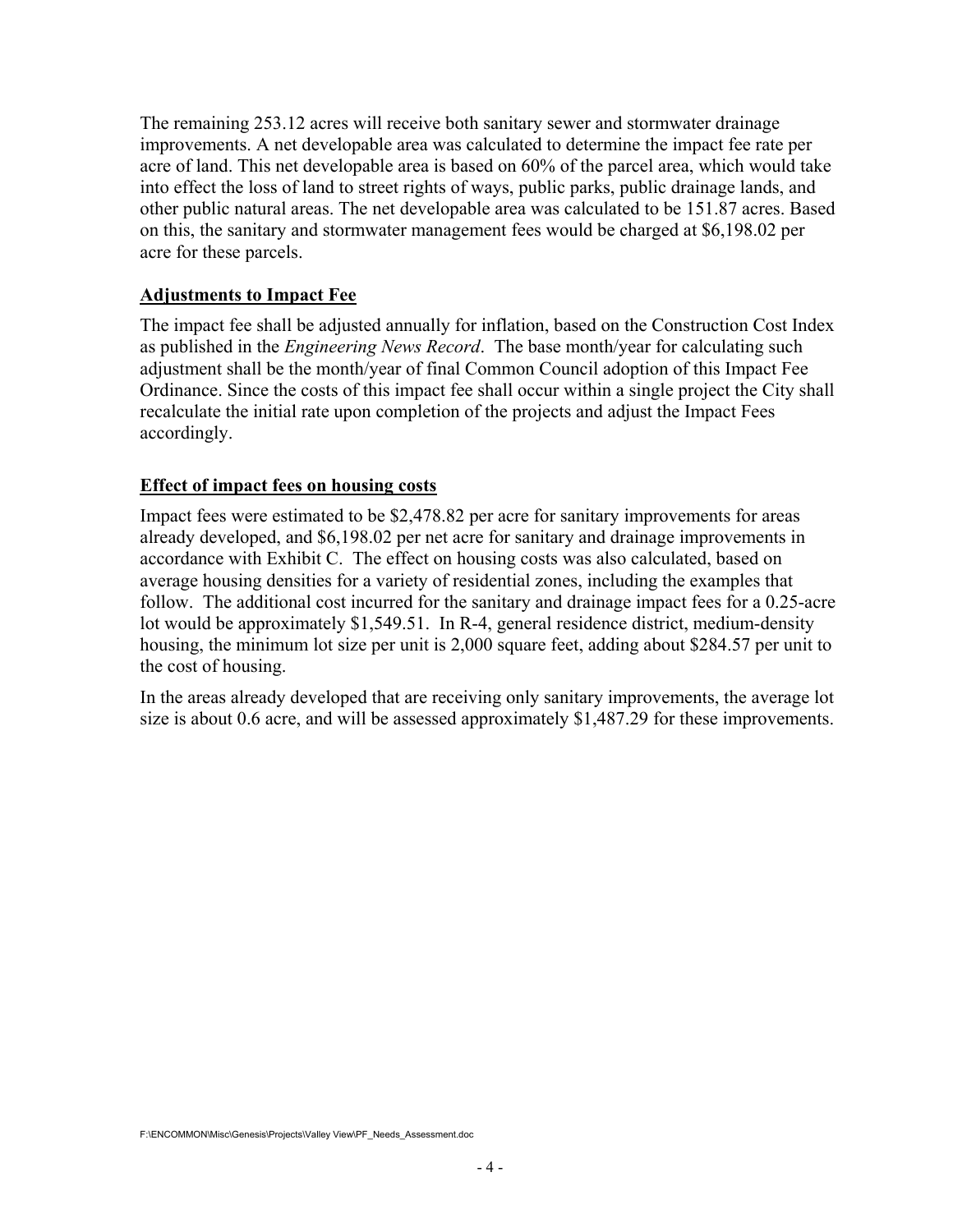The remaining 253.12 acres will receive both sanitary sewer and stormwater drainage improvements. A net developable area was calculated to determine the impact fee rate per acre of land. This net developable area is based on 60% of the parcel area, which would take into effect the loss of land to street rights of ways, public parks, public drainage lands, and other public natural areas. The net developable area was calculated to be 151.87 acres. Based on this, the sanitary and stormwater management fees would be charged at $6,198.02 per acre for these parcels.

**Adjustments to Impact Fee**

The impact fee shall be adjusted annually for inflation, based on the Construction Cost Index as published in the *Engineering News Record*. The base month/year for calculating such adjustment shall be the month/year of final Common Council adoption of this Impact Fee Ordinance. Since the costs of this impact fee shall occur within a single project the City shall recalculate the initial rate upon completion of the projects and adjust the Impact Fees accordingly.

**Effect of impact fees on housing costs**

Impact fees were estimated to be $2,478.82 per acre for sanitary improvements for areas already developed, and $6,198.02 per net acre for sanitary and drainage improvements in accordance with Exhibit C. The effect on housing costs was also calculated, based on average housing densities for a variety of residential zones, including the examples that follow. The additional cost incurred for the sanitary and drainage impact fees for a 0.25-acre lot would be approximately $1,549.51. In R-4, general residence district, medium-density housing, the minimum lot size per unit is 2,000 square feet, adding about $284.57 per unit to the cost of housing.

In the areas already developed that are receiving only sanitary improvements, the average lot size is about 0.6 acre, and will be assessed approximately $1,487.29 for these improvements.

F:\ENCOMMON\Misc\Genesis\Projects\Valley View\PF_Needs_Assessment.doc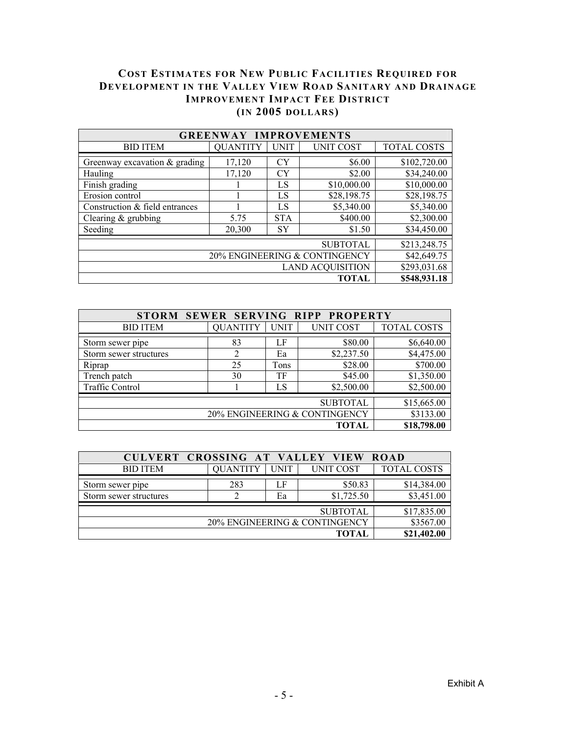# COST ESTIMATES FOR NEW PUBLIC FACILITIES REQUIRED FOR DEVELOPMENT IN THE VALLEY VIEW ROAD SANITARY AND DRAINAGE IMPROVEMENT IMPACT FEE DISTRICT
## (IN 2005 DOLLARS)

| GREENWAY IMPROVEMENTS | | | | |
|---|---|---|---|---|
| BID ITEM | QUANTITY | UNIT | UNIT COST | TOTAL COSTS |
| Greenway excavation & grading | 17,120 | CY | $6.00 | $102,720.00 |
| Hauling | 17,120 | CY | $2.00 | $34,240.00 |
| Finish grading | 1 | LS | $10,000.00 | $10,000.00 |
| Erosion control | 1 | LS | $28,198.75 | $28,198.75 |
| Construction & field entrances | 1 | LS | $5,340.00 | $5,340.00 |
| Clearing & grubbing | 5.75 | STA | $400.00 | $2,300.00 |
| Seeding | 20,300 | SY | $1.50 | $34,450.00 |
| | | | SUBTOTAL | $213,248.75 |
| | | | 20% ENGINEERING & CONTINGENCY | $42,649.75 |
| | | | LAND ACQUISITION | $293,031.68 |
| | | | **TOTAL** | **$548,931.18** |

| STORM SEWER SERVING RIPP PROPERTY | | | | |
|---|---|---|---|---|
| BID ITEM | QUANTITY | UNIT | UNIT COST | TOTAL COSTS |
| Storm sewer pipe | 83 | LF | $80.00 | $6,640.00 |
| Storm sewer structures | 2 | Ea | $2,237.50 | $4,475.00 |
| Riprap | 25 | Tons | $28.00 | $700.00 |
| Trench patch | 30 | TF | $45.00 | $1,350.00 |
| Traffic Control | 1 | LS | $2,500.00 | $2,500.00 |
| | | | SUBTOTAL | $15,665.00 |
| | | | 20% ENGINEERING & CONTINGENCY | $3133.00 |
| | | | **TOTAL** | **$18,798.00** |

| CULVERT CROSSING AT VALLEY VIEW ROAD | | | | |
|---|---|---|---|---|
| BID ITEM | QUANTITY | UNIT | UNIT COST | TOTAL COSTS |
| Storm sewer pipe | 283 | LF | $50.83 | $14,384.00 |
| Storm sewer structures | 2 | Ea | $1,725.50 | $3,451.00 |
| | | | SUBTOTAL | $17,835.00 |
| | | | 20% ENGINEERING & CONTINGENCY | $3567.00 |
| | | | **TOTAL** | **$21,402.00** |

Exhibit A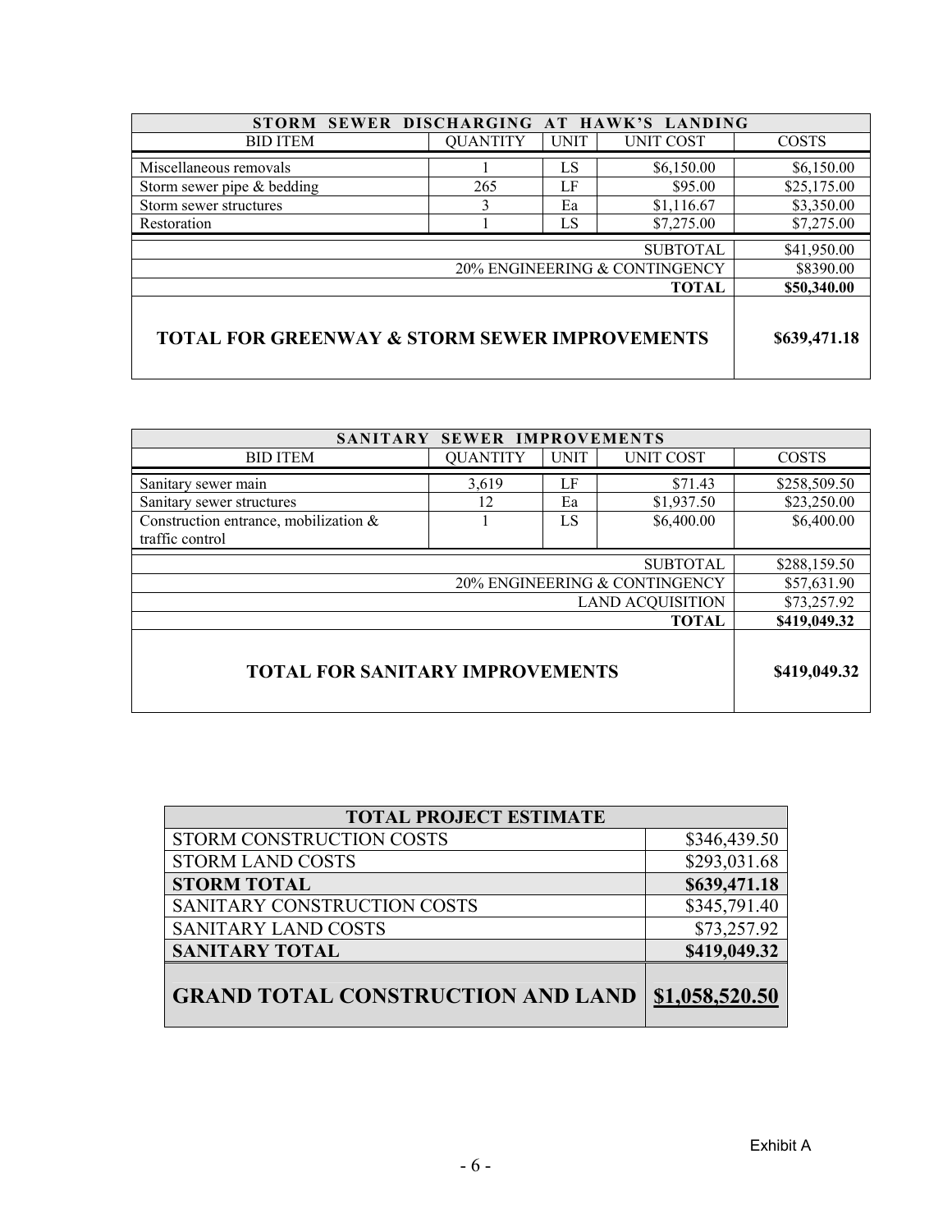| STORM SEWER DISCHARGING AT HAWK'S LANDING | | | | |
|---|---|---|---|---|
| BID ITEM | QUANTITY | UNIT | UNIT COST | COSTS |
| Miscellaneous removals | 1 | LS | $6,150.00 | $6,150.00 |
| Storm sewer pipe & bedding | 265 | LF | $95.00 | $25,175.00 |
| Storm sewer structures | 3 | Ea | $1,116.67 | $3,350.00 |
| Restoration | 1 | LS | $7,275.00 | $7,275.00 |
| | | | SUBTOTAL | $41,950.00 |
| | | | 20% ENGINEERING & CONTINGENCY | $8390.00 |
| | | | **TOTAL** | **$50,340.00** |
| **TOTAL FOR GREENWAY & STORM SEWER IMPROVEMENTS** | | | | **$639,471.18** |

| SANITARY SEWER IMPROVEMENTS | | | | |
|---|---|---|---|---|
| BID ITEM | QUANTITY | UNIT | UNIT COST | COSTS |
| Sanitary sewer main | 3,619 | LF | $71.43 | $258,509.50 |
| Sanitary sewer structures | 12 | Ea | $1,937.50 | $23,250.00 |
| Construction entrance, mobilization & traffic control | 1 | LS | $6,400.00 | $6,400.00 |
| | | | SUBTOTAL | $288,159.50 |
| | | | 20% ENGINEERING & CONTINGENCY | $57,631.90 |
| | | | LAND ACQUISITION | $73,257.92 |
| | | | **TOTAL** | **$419,049.32** |
| **TOTAL FOR SANITARY IMPROVEMENTS** | | | | **$419,049.32** |

| TOTAL PROJECT ESTIMATE | |
|---|---|
| STORM CONSTRUCTION COSTS | $346,439.50 |
| STORM LAND COSTS | $293,031.68 |
| **STORM TOTAL** | **$639,471.18** |
| SANITARY CONSTRUCTION COSTS | $345,791.40 |
| SANITARY LAND COSTS | $73,257.92 |
| **SANITARY TOTAL** | **$419,049.32** |
| **GRAND TOTAL CONSTRUCTION AND LAND** | **$1,058,520.50** |

Exhibit A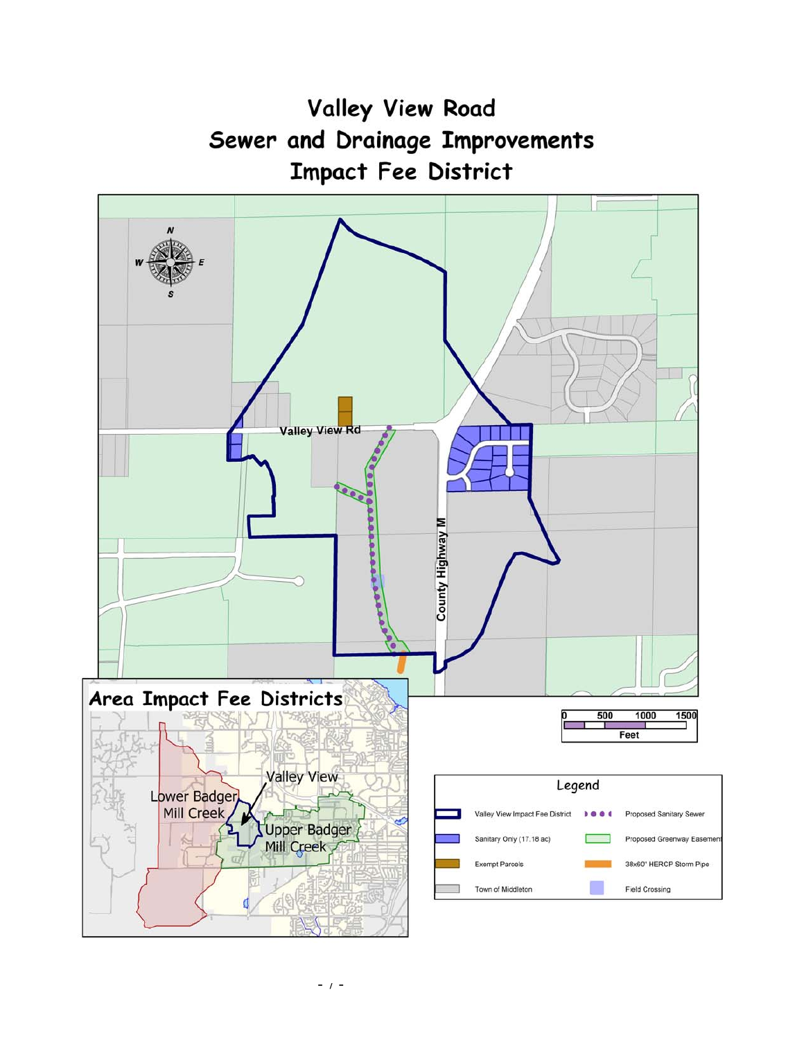# Valley View Road
# Sewer and Drainage Improvements
# Impact Fee District

Valley View Rd

County Highway M

## Area Impact Fee Districts

Valley View

Lower Badger Mill Creek

Upper Badger Mill Creek

0 500 1000 1500

Feet

### Legend

| Symbol | Description | Symbol | Description |
|---|---|---|---|
| | Valley View Impact Fee District | | Proposed Sanitary Sewer |
| | Sanitary Only (17.18 ac) | | Proposed Greenway Easement |
| | Exempt Parcels | | 38x60" HERCP Storm Pipe |
| | Town of Middleton | | Field Crossing |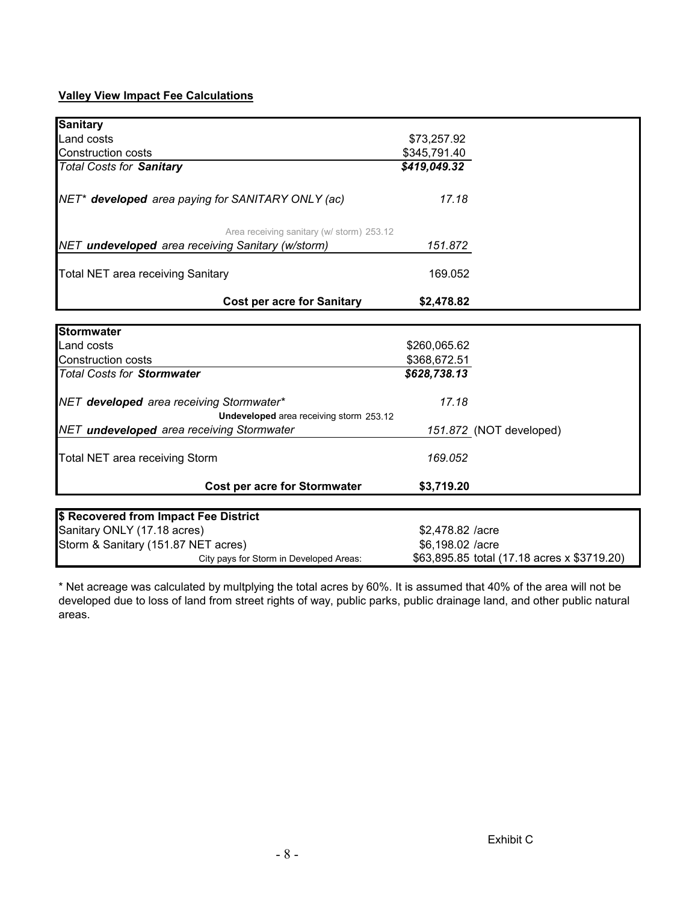**Valley View Impact Fee Calculations**

| | | |
|---|---|---|
| **Sanitary** | | |
| Land costs | $73,257.92 | |
| Construction costs | $345,791.40 | |
| *Total Costs for **Sanitary*** | ***$419,049.32*** | |
| *NET\* **developed** area paying for SANITARY ONLY (ac)* | *17.18* | |
| Area receiving sanitary (w/ storm) 253.12 | | |
| *NET **undeveloped** area receiving Sanitary (w/storm)* | *151.872* | |
| Total NET area receiving Sanitary | 169.052 | |
| **Cost per acre for Sanitary** | **$2,478.82** | |

| | | |
|---|---|---|
| **Stormwater** | | |
| Land costs | $260,065.62 | |
| Construction costs | $368,672.51 | |
| *Total Costs for **Stormwater*** | ***$628,738.13*** | |
| *NET **developed** area receiving Stormwater\** | *17.18* | |
| **Undeveloped** area receiving storm 253.12 | | |
| *NET **undeveloped** area receiving Stormwater* | *151.872* | (NOT developed) |
| Total NET area receiving Storm | *169.052* | |
| **Cost per acre for Stormwater** | **$3,719.20** | |

| | |
|---|---|
| **$ Recovered from Impact Fee District** | |
| Sanitary ONLY (17.18 acres) | $2,478.82 /acre |
| Storm & Sanitary (151.87 NET acres) | $6,198.02 /acre |
| City pays for Storm in Developed Areas: | $63,895.85 total (17.18 acres x $3719.20) |

\* Net acreage was calculated by multplying the total acres by 60%. It is assumed that 40% of the area will not be developed due to loss of land from street rights of way, public parks, public drainage land, and other public natural areas.

Exhibit C